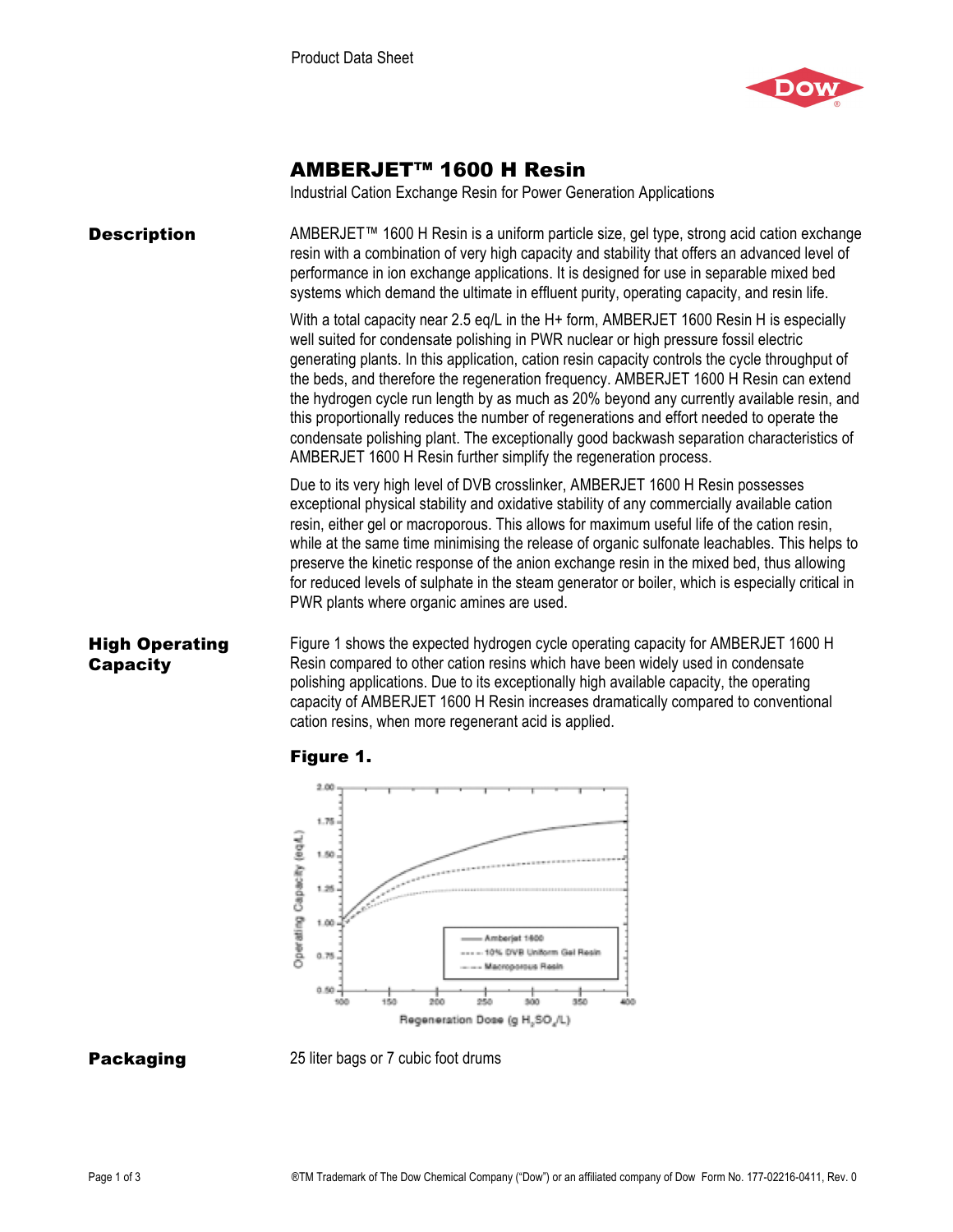Product Data Sheet

# AMBERJET™ 1600 H Resin

Industrial Cation Exchange Resin for Power Generation Applications

## Description

AMBERJET™ 1600 H Resin is a uniform particle size, gel type, strong acid cation exchange resin with a combination of very high capacity and stability that offers an advanced level of performance in ion exchange applications. It is designed for use in separable mixed bed systems which demand the ultimate in effluent purity, operating capacity, and resin life.

With a total capacity near 2.5 eq/L in the H+ form, AMBERJET 1600 Resin H is especially well suited for condensate polishing in PWR nuclear or high pressure fossil electric generating plants. In this application, cation resin capacity controls the cycle throughput of the beds, and therefore the regeneration frequency. AMBERJET 1600 H Resin can extend the hydrogen cycle run length by as much as 20% beyond any currently available resin, and this proportionally reduces the number of regenerations and effort needed to operate the condensate polishing plant. The exceptionally good backwash separation characteristics of AMBERJET 1600 H Resin further simplify the regeneration process.

Due to its very high level of DVB crosslinker, AMBERJET 1600 H Resin possesses exceptional physical stability and oxidative stability of any commercially available cation resin, either gel or macroporous. This allows for maximum useful life of the cation resin, while at the same time minimising the release of organic sulfonate leachables. This helps to preserve the kinetic response of the anion exchange resin in the mixed bed, thus allowing for reduced levels of sulphate in the steam generator or boiler, which is especially critical in PWR plants where organic amines are used.

## High Operating Capacity

Figure 1 shows the expected hydrogen cycle operating capacity for AMBERJET 1600 H Resin compared to other cation resins which have been widely used in condensate polishing applications. Due to its exceptionally high available capacity, the operating capacity of AMBERJET 1600 H Resin increases dramatically compared to conventional cation resins, when more regenerant acid is applied.

### Figure 1.

Operating Capacity (eq/L) vs. Regeneration Dose (g $H_2SO_4$/L)

Legend: Amberjet 1600; 10% DVB Uniform Gel Resin; Macroporous Resin

## Packaging

25 liter bags or 7 cubic foot drums

®TM Trademark of The Dow Chemical Company ("Dow") or an affiliated company of Dow Form No. 177-02216-0411, Rev. 0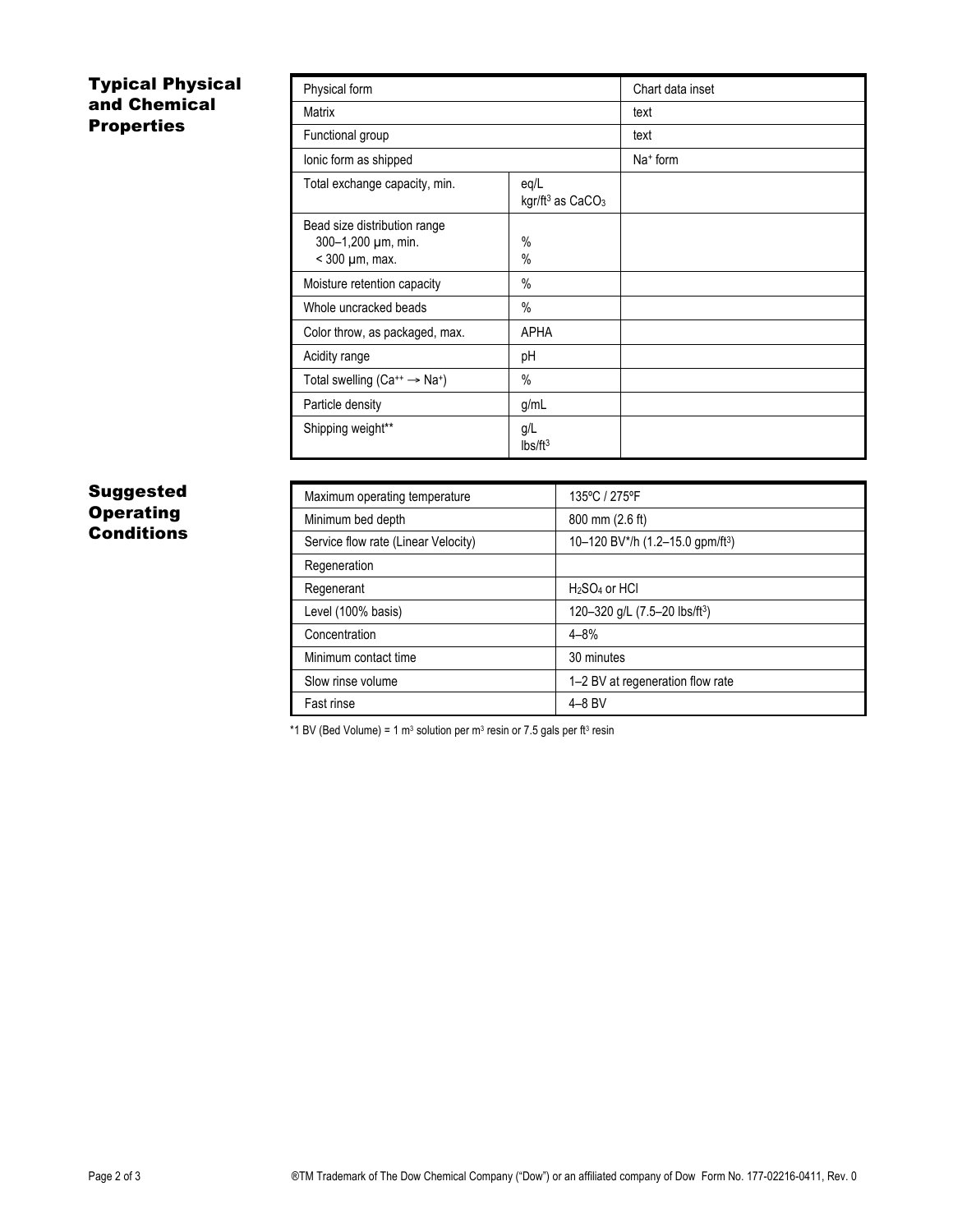## Typical Physical and Chemical Properties

| Property | Unit | Value |
|---|---|---|
| Physical form | | Chart data inset |
| Matrix | | text |
| Functional group | | text |
| Ionic form as shipped | | $Na^+$ form |
| Total exchange capacity, min. | eq/L<br>kgr/ft$^3$ as $CaCO_3$ | |
| Bead size distribution range<br>300–1,200 µm, min.<br>< 300 µm, max. | <br>%<br>% | |
| Moisture retention capacity | % | |
| Whole uncracked beads | % | |
| Color throw, as packaged, max. | APHA | |
| Acidity range | pH | |
| Total swelling ($Ca^{++} \rightarrow Na^+$) | % | |
| Particle density | g/mL | |
| Shipping weight** | g/L<br>lbs/ft$^3$ | |

## Suggested Operating Conditions

| Condition | Value |
|---|---|
| Maximum operating temperature | 135ºC / 275ºF |
| Minimum bed depth | 800 mm (2.6 ft) |
| Service flow rate (Linear Velocity) | 10–120 BV*/h (1.2–15.0 gpm/ft$^3$) |
| Regeneration | |
| Regenerant | $H_2SO_4$ or HCl |
| Level (100% basis) | 120–320 g/L (7.5–20 lbs/ft$^3$) |
| Concentration | 4–8% |
| Minimum contact time | 30 minutes |
| Slow rinse volume | 1–2 BV at regeneration flow rate |
| Fast rinse | 4–8 BV |

*1 BV (Bed Volume) = 1 m$^3$ solution per m$^3$ resin or 7.5 gals per ft$^3$ resin

®TM Trademark of The Dow Chemical Company ("Dow") or an affiliated company of Dow Form No. 177-02216-0411, Rev. 0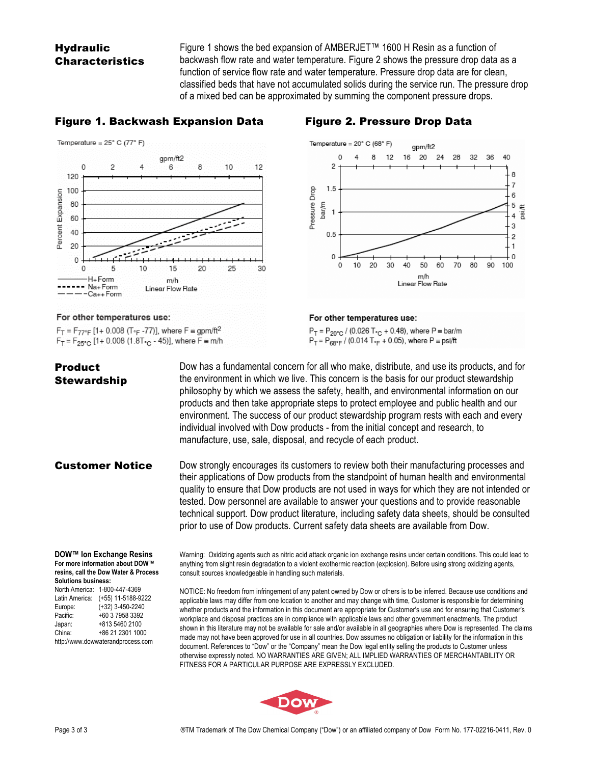## Hydraulic Characteristics

Figure 1 shows the bed expansion of AMBERJET™ 1600 H Resin as a function of backwash flow rate and water temperature. Figure 2 shows the pressure drop data as a function of service flow rate and water temperature. Pressure drop data are for clean, classified beds that have not accumulated solids during the service run. The pressure drop of a mixed bed can be approximated by summing the component pressure drops.

### Figure 1. Backwash Expansion Data

Temperature = 25° C (77° F)

gpm/ft2

0 2 4 6 8 10 12

Percent Expansion

120 100 80 60 40 20 0

0 5 10 15 20 25 30

m/h
Linear Flow Rate

H+ Form
Na+ Form
Ca++ Form

**For other temperatures use:**

$F_T = F_{77°F}\,[1 + 0.008\,(T_{°F} - 77)]$, where F ≡ gpm/ft²

$F_T = F_{25°C}\,[1 + 0.008\,(1.8T_{°C} - 45)]$, where F ≡ m/h

### Figure 2. Pressure Drop Data

Temperature = 20° C (68° F)

gpm/ft2

0 4 8 12 16 20 24 28 32 36 40

Pressure Drop bar/m

2 1.5 1 0.5 0

psi/ft

8 7 6 5 4 3 2 1 0

0 10 20 30 40 50 60 70 80 90 100

m/h
Linear Flow Rate

**For other temperatures use:**

$P_T = P_{20°C} / (0.026\,T_{°C} + 0.48)$, where P ≡ bar/m

$P_T = P_{68°F} / (0.014\,T_{°F} + 0.05)$, where P ≡ psi/ft

## Product Stewardship

Dow has a fundamental concern for all who make, distribute, and use its products, and for the environment in which we live. This concern is the basis for our product stewardship philosophy by which we assess the safety, health, and environmental information on our products and then take appropriate steps to protect employee and public health and our environment. The success of our product stewardship program rests with each and every individual involved with Dow products - from the initial concept and research, to manufacture, use, sale, disposal, and recycle of each product.

## Customer Notice

Dow strongly encourages its customers to review both their manufacturing processes and their applications of Dow products from the standpoint of human health and environmental quality to ensure that Dow products are not used in ways for which they are not intended or tested. Dow personnel are available to answer your questions and to provide reasonable technical support. Dow product literature, including safety data sheets, should be consulted prior to use of Dow products. Current safety data sheets are available from Dow.

**DOW™ Ion Exchange Resins**
**For more information about DOW™ resins, call the Dow Water & Process Solutions business:**

North America: 1-800-447-4369
Latin America: (+55) 11-5188-9222
Europe: (+32) 3-450-2240
Pacific: +60 3 7958 3392
Japan: +813 5460 2100
China: +86 21 2301 1000
http://www.dowwaterandprocess.com

Warning: Oxidizing agents such as nitric acid attack organic ion exchange resins under certain conditions. This could lead to anything from slight resin degradation to a violent exothermic reaction (explosion). Before using strong oxidizing agents, consult sources knowledgeable in handling such materials.

NOTICE: No freedom from infringement of any patent owned by Dow or others is to be inferred. Because use conditions and applicable laws may differ from one location to another and may change with time, Customer is responsible for determining whether products and the information in this document are appropriate for Customer's use and for ensuring that Customer's workplace and disposal practices are in compliance with applicable laws and other government enactments. The product shown in this literature may not be available for sale and/or available in all geographies where Dow is represented. The claims made may not have been approved for use in all countries. Dow assumes no obligation or liability for the information in this document. References to "Dow" or the "Company" mean the Dow legal entity selling the products to Customer unless otherwise expressly noted. NO WARRANTIES ARE GIVEN; ALL IMPLIED WARRANTIES OF MERCHANTABILITY OR FITNESS FOR A PARTICULAR PURPOSE ARE EXPRESSLY EXCLUDED.

®TM Trademark of The Dow Chemical Company ("Dow") or an affiliated company of Dow Form No. 177-02216-0411, Rev. 0